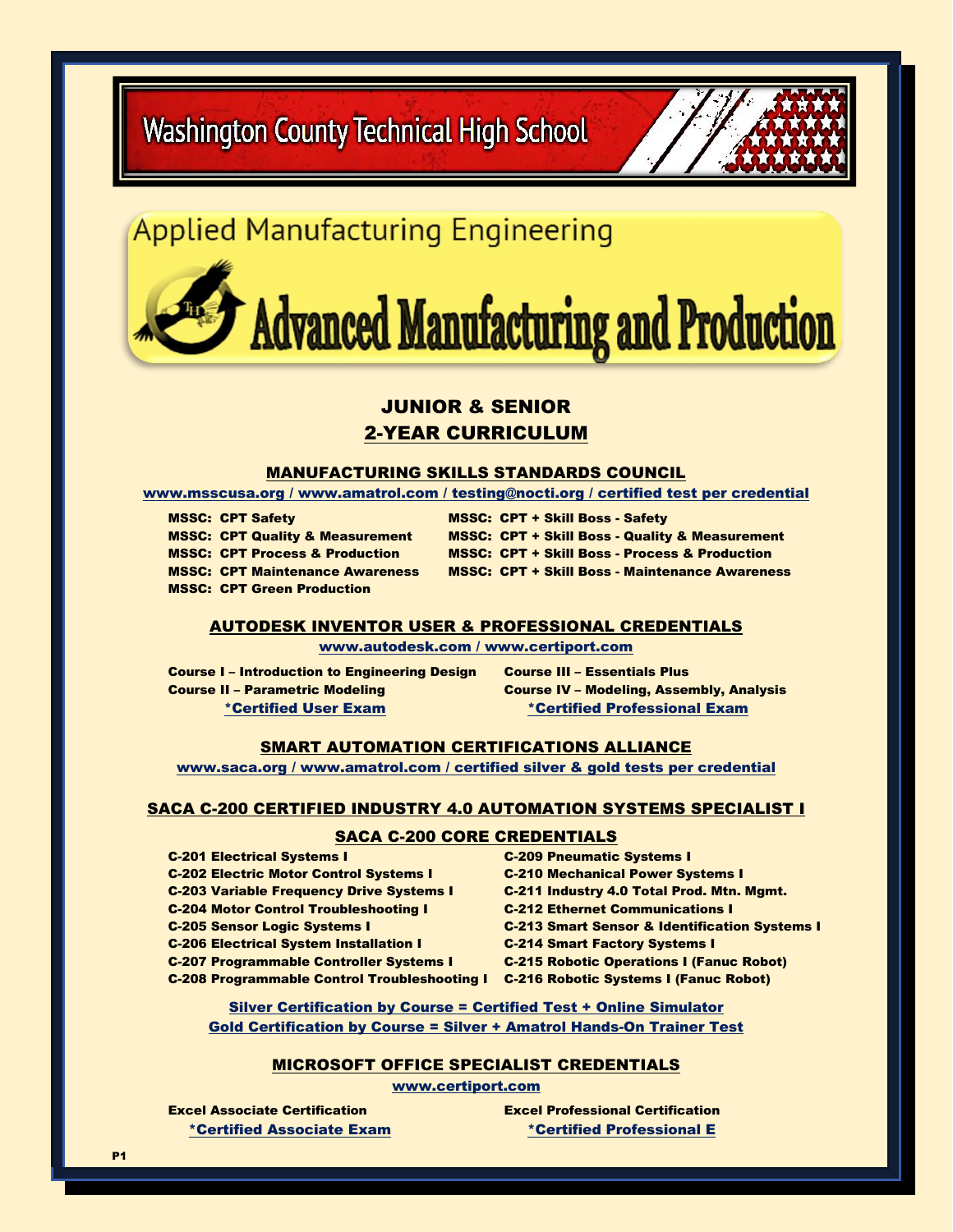# Washington County Technical High School

## Applied Manufacturing Engineering

## Advanced Manufacturing and Production

### JUNIOR & SENIOR
### 2-YEAR CURRICULUM

### MANUFACTURING SKILLS STANDARDS COUNCIL

www.msscusa.org / www.amatrol.com / testing@nocti.org / certified test per credential

**MSSC: CPT Safety**
**MSSC: CPT Quality & Measurement**
**MSSC: CPT Process & Production**
**MSSC: CPT Maintenance Awareness**
**MSSC: CPT Green Production**
**MSSC: CPT + Skill Boss - Safety**
**MSSC: CPT + Skill Boss - Quality & Measurement**
**MSSC: CPT + Skill Boss - Process & Production**
**MSSC: CPT + Skill Boss - Maintenance Awareness**

### AUTODESK INVENTOR USER & PROFESSIONAL CREDENTIALS

www.autodesk.com / www.certiport.com

**Course I – Introduction to Engineering Design**
**Course II – Parametric Modeling**
*Certified User Exam

**Course III – Essentials Plus**
**Course IV – Modeling, Assembly, Analysis**
*Certified Professional Exam

### SMART AUTOMATION CERTIFICATIONS ALLIANCE

www.saca.org / www.amatrol.com / certified silver & gold tests per credential

### SACA C-200 CERTIFIED INDUSTRY 4.0 AUTOMATION SYSTEMS SPECIALIST I

### SACA C-200 CORE CREDENTIALS

**C-201 Electrical Systems I**
**C-202 Electric Motor Control Systems I**
**C-203 Variable Frequency Drive Systems I**
**C-204 Motor Control Troubleshooting I**
**C-205 Sensor Logic Systems I**
**C-206 Electrical System Installation I**
**C-207 Programmable Controller Systems I**
**C-208 Programmable Control Troubleshooting I**
**C-209 Pneumatic Systems I**
**C-210 Mechanical Power Systems I**
**C-211 Industry 4.0 Total Prod. Mtn. Mgmt.**
**C-212 Ethernet Communications I**
**C-213 Smart Sensor & Identification Systems I**
**C-214 Smart Factory Systems I**
**C-215 Robotic Operations I (Fanuc Robot)**
**C-216 Robotic Systems I (Fanuc Robot)**

Silver Certification by Course = Certified Test + Online Simulator
Gold Certification by Course = Silver + Amatrol Hands-On Trainer Test

### MICROSOFT OFFICE SPECIALIST CREDENTIALS

www.certiport.com

**Excel Associate Certification**
*Certified Associate Exam

**Excel Professional Certification**
*Certified Professional E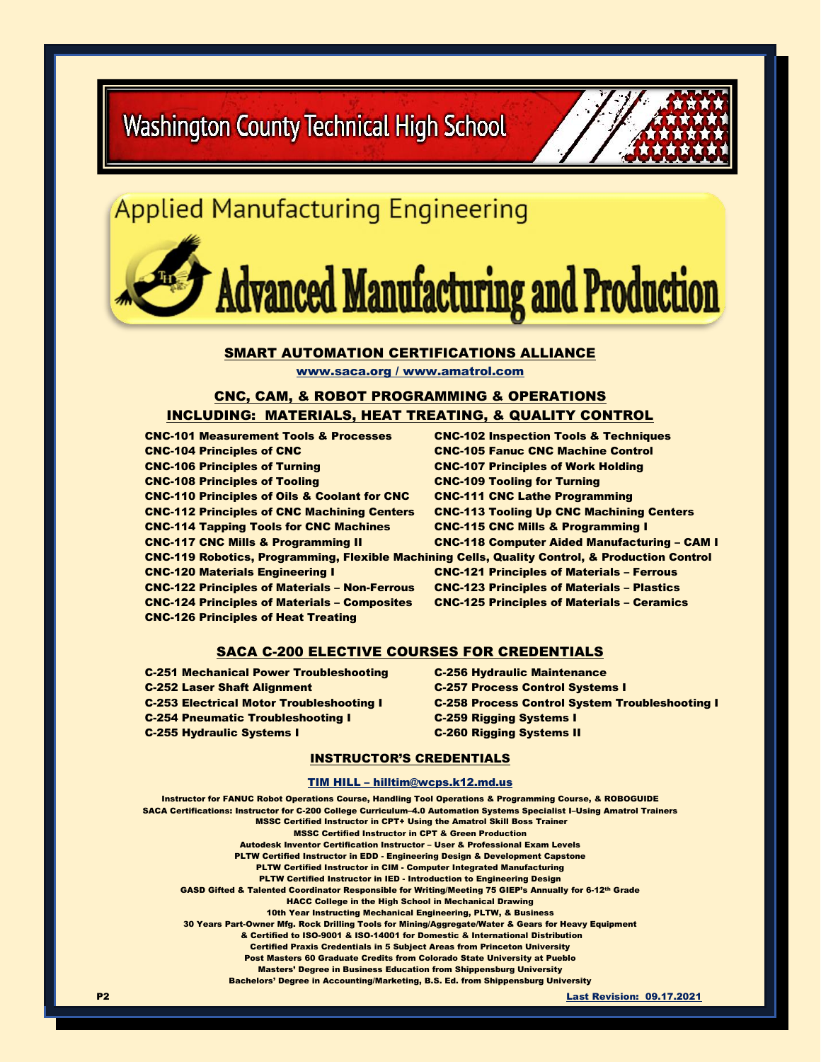# Washington County Technical High School

## Applied Manufacturing Engineering

# Advanced Manufacturing and Production

### SMART AUTOMATION CERTIFICATIONS ALLIANCE

www.saca.org / www.amatrol.com

### CNC, CAM, & ROBOT PROGRAMMING & OPERATIONS
### INCLUDING: MATERIALS, HEAT TREATING, & QUALITY CONTROL

**CNC-101 Measurement Tools & Processes**
**CNC-102 Inspection Tools & Techniques**
**CNC-104 Principles of CNC**
**CNC-105 Fanuc CNC Machine Control**
**CNC-106 Principles of Turning**
**CNC-107 Principles of Work Holding**
**CNC-108 Principles of Tooling**
**CNC-109 Tooling for Turning**
**CNC-110 Principles of Oils & Coolant for CNC**
**CNC-111 CNC Lathe Programming**
**CNC-112 Principles of CNC Machining Centers**
**CNC-113 Tooling Up CNC Machining Centers**
**CNC-114 Tapping Tools for CNC Machines**
**CNC-115 CNC Mills & Programming I**
**CNC-117 CNC Mills & Programming II**
**CNC-118 Computer Aided Manufacturing – CAM I**
**CNC-119 Robotics, Programming, Flexible Machining Cells, Quality Control, & Production Control**
**CNC-120 Materials Engineering I**
**CNC-121 Principles of Materials – Ferrous**
**CNC-122 Principles of Materials – Non-Ferrous**
**CNC-123 Principles of Materials – Plastics**
**CNC-124 Principles of Materials – Composites**
**CNC-125 Principles of Materials – Ceramics**
**CNC-126 Principles of Heat Treating**

### SACA C-200 ELECTIVE COURSES FOR CREDENTIALS

**C-251 Mechanical Power Troubleshooting**
**C-252 Laser Shaft Alignment**
**C-253 Electrical Motor Troubleshooting I**
**C-254 Pneumatic Troubleshooting I**
**C-255 Hydraulic Systems I**
**C-256 Hydraulic Maintenance**
**C-257 Process Control Systems I**
**C-258 Process Control System Troubleshooting I**
**C-259 Rigging Systems I**
**C-260 Rigging Systems II**

### INSTRUCTOR'S CREDENTIALS

**TIM HILL – hilltim@wcps.k12.md.us**

**Instructor for FANUC Robot Operations Course, Handling Tool Operations & Programming Course, & ROBOGUIDE**
**SACA Certifications: Instructor for C-200 College Curriculum–4.0 Automation Systems Specialist I–Using Amatrol Trainers**
**MSSC Certified Instructor in CPT+ Using the Amatrol Skill Boss Trainer**
**MSSC Certified Instructor in CPT & Green Production**
**Autodesk Inventor Certification Instructor – User & Professional Exam Levels**
**PLTW Certified Instructor in EDD - Engineering Design & Development Capstone**
**PLTW Certified Instructor in CIM - Computer Integrated Manufacturing**
**PLTW Certified Instructor in IED - Introduction to Engineering Design**
**GASD Gifted & Talented Coordinator Responsible for Writing/Meeting 75 GIEP's Annually for 6-12th Grade**
**HACC College in the High School in Mechanical Drawing**
**10th Year Instructing Mechanical Engineering, PLTW, & Business**
**30 Years Part-Owner Mfg. Rock Drilling Tools for Mining/Aggregate/Water & Gears for Heavy Equipment & Certified to ISO-9001 & ISO-14001 for Domestic & International Distribution**
**Certified Praxis Credentials in 5 Subject Areas from Princeton University**
**Post Masters 60 Graduate Credits from Colorado State University at Pueblo**
**Masters' Degree in Business Education from Shippensburg University**
**Bachelors' Degree in Accounting/Marketing, B.S. Ed. from Shippensburg University**

Last Revision: 09.17.2021